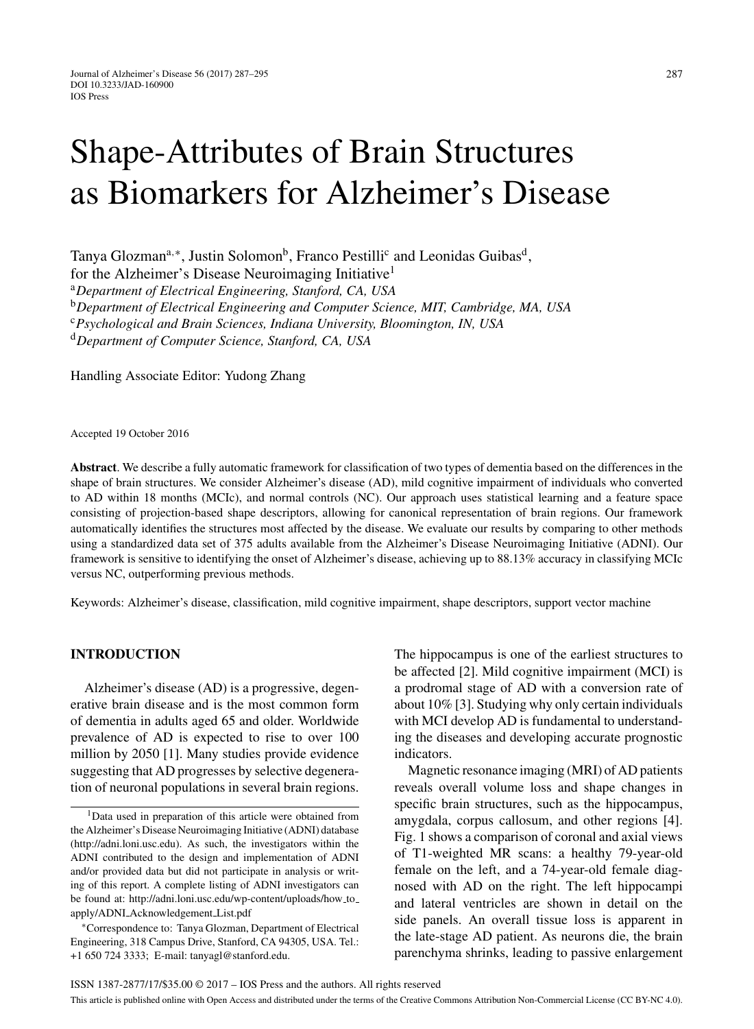# Shape-Attributes of Brain Structures as Biomarkers for Alzheimer's Disease

Tanya Glozman[a,*], Justin Solomon[b], Franco Pestilli[c] and Leonidas Guibas[d], for the Alzheimer's Disease Neuroimaging Initiative[1]

[a]*Department of Electrical Engineering, Stanford, CA, USA*
[b]*Department of Electrical Engineering and Computer Science, MIT, Cambridge, MA, USA*
[c]*Psychological and Brain Sciences, Indiana University, Bloomington, IN, USA*
[d]*Department of Computer Science, Stanford, CA, USA*

Handling Associate Editor: Yudong Zhang

Accepted 19 October 2016

**Abstract**. We describe a fully automatic framework for classification of two types of dementia based on the differences in the shape of brain structures. We consider Alzheimer's disease (AD), mild cognitive impairment of individuals who converted to AD within 18 months (MCIc), and normal controls (NC). Our approach uses statistical learning and a feature space consisting of projection-based shape descriptors, allowing for canonical representation of brain regions. Our framework automatically identifies the structures most affected by the disease. We evaluate our results by comparing to other methods using a standardized data set of 375 adults available from the Alzheimer's Disease Neuroimaging Initiative (ADNI). Our framework is sensitive to identifying the onset of Alzheimer's disease, achieving up to 88.13% accuracy in classifying MCIc versus NC, outperforming previous methods.

Keywords: Alzheimer's disease, classification, mild cognitive impairment, shape descriptors, support vector machine

## INTRODUCTION

Alzheimer's disease (AD) is a progressive, degenerative brain disease and is the most common form of dementia in adults aged 65 and older. Worldwide prevalence of AD is expected to rise to over 100 million by 2050 [1]. Many studies provide evidence suggesting that AD progresses by selective degeneration of neuronal populations in several brain regions. The hippocampus is one of the earliest structures to be affected [2]. Mild cognitive impairment (MCI) is a prodromal stage of AD with a conversion rate of about 10% [3]. Studying why only certain individuals with MCI develop AD is fundamental to understanding the diseases and developing accurate prognostic indicators.

Magnetic resonance imaging (MRI) of AD patients reveals overall volume loss and shape changes in specific brain structures, such as the hippocampus, amygdala, corpus callosum, and other regions [4]. Fig. 1 shows a comparison of coronal and axial views of T1-weighted MR scans: a healthy 79-year-old female on the left, and a 74-year-old female diagnosed with AD on the right. The left hippocampi and lateral ventricles are shown in detail on the side panels. An overall tissue loss is apparent in the late-stage AD patient. As neurons die, the brain parenchyma shrinks, leading to passive enlargement

---

[1]Data used in preparation of this article were obtained from the Alzheimer's Disease Neuroimaging Initiative (ADNI) database (http://adni.loni.usc.edu). As such, the investigators within the ADNI contributed to the design and implementation of ADNI and/or provided data but did not participate in analysis or writing of this report. A complete listing of ADNI investigators can be found at: http://adni.loni.usc.edu/wp-content/uploads/how_to_apply/ADNI_Acknowledgement_List.pdf

*Correspondence to: Tanya Glozman, Department of Electrical Engineering, 318 Campus Drive, Stanford, CA 94305, USA. Tel.: +1 650 724 3333; E-mail: tanyagl@stanford.edu.

ISSN 1387-2877/17/$35.00 © 2017 – IOS Press and the authors. All rights reserved

This article is published online with Open Access and distributed under the terms of the Creative Commons Attribution Non-Commercial License (CC BY-NC 4.0).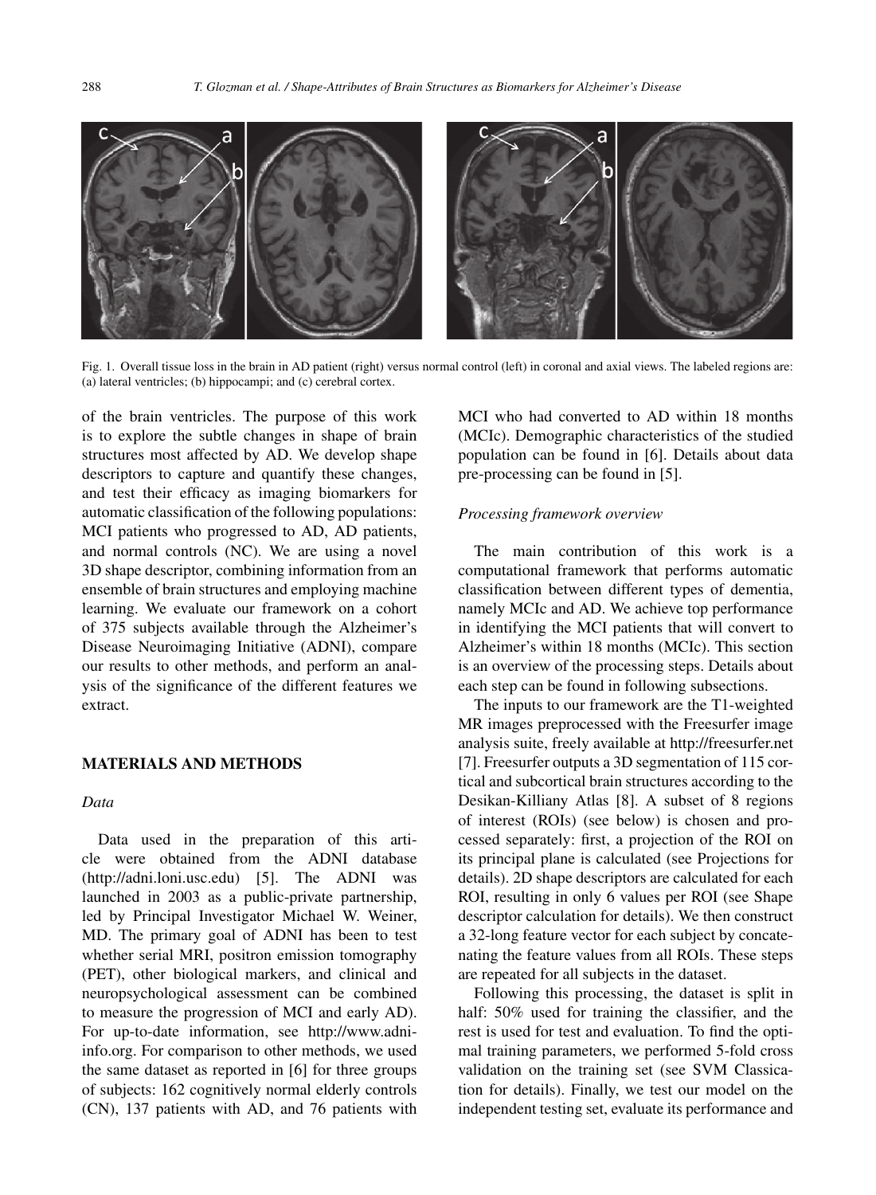Fig. 1. Overall tissue loss in the brain in AD patient (right) versus normal control (left) in coronal and axial views. The labeled regions are: (a) lateral ventricles; (b) hippocampi; and (c) cerebral cortex.

of the brain ventricles. The purpose of this work is to explore the subtle changes in shape of brain structures most affected by AD. We develop shape descriptors to capture and quantify these changes, and test their efficacy as imaging biomarkers for automatic classification of the following populations: MCI patients who progressed to AD, AD patients, and normal controls (NC). We are using a novel 3D shape descriptor, combining information from an ensemble of brain structures and employing machine learning. We evaluate our framework on a cohort of 375 subjects available through the Alzheimer's Disease Neuroimaging Initiative (ADNI), compare our results to other methods, and perform an analysis of the significance of the different features we extract.

## MATERIALS AND METHODS

### *Data*

Data used in the preparation of this article were obtained from the ADNI database (http://adni.loni.usc.edu) [5]. The ADNI was launched in 2003 as a public-private partnership, led by Principal Investigator Michael W. Weiner, MD. The primary goal of ADNI has been to test whether serial MRI, positron emission tomography (PET), other biological markers, and clinical and neuropsychological assessment can be combined to measure the progression of MCI and early AD). For up-to-date information, see http://www.adni-info.org. For comparison to other methods, we used the same dataset as reported in [6] for three groups of subjects: 162 cognitively normal elderly controls (CN), 137 patients with AD, and 76 patients with MCI who had converted to AD within 18 months (MCIc). Demographic characteristics of the studied population can be found in [6]. Details about data pre-processing can be found in [5].

### *Processing framework overview*

The main contribution of this work is a computational framework that performs automatic classification between different types of dementia, namely MCIc and AD. We achieve top performance in identifying the MCI patients that will convert to Alzheimer's within 18 months (MCIc). This section is an overview of the processing steps. Details about each step can be found in following subsections.

The inputs to our framework are the T1-weighted MR images preprocessed with the Freesurfer image analysis suite, freely available at http://freesurfer.net [7]. Freesurfer outputs a 3D segmentation of 115 cortical and subcortical brain structures according to the Desikan-Killiany Atlas [8]. A subset of 8 regions of interest (ROIs) (see below) is chosen and processed separately: first, a projection of the ROI on its principal plane is calculated (see Projections for details). 2D shape descriptors are calculated for each ROI, resulting in only 6 values per ROI (see Shape descriptor calculation for details). We then construct a 32-long feature vector for each subject by concatenating the feature values from all ROIs. These steps are repeated for all subjects in the dataset.

Following this processing, the dataset is split in half: 50% used for training the classifier, and the rest is used for test and evaluation. To find the optimal training parameters, we performed 5-fold cross validation on the training set (see SVM Classication for details). Finally, we test our model on the independent testing set, evaluate its performance and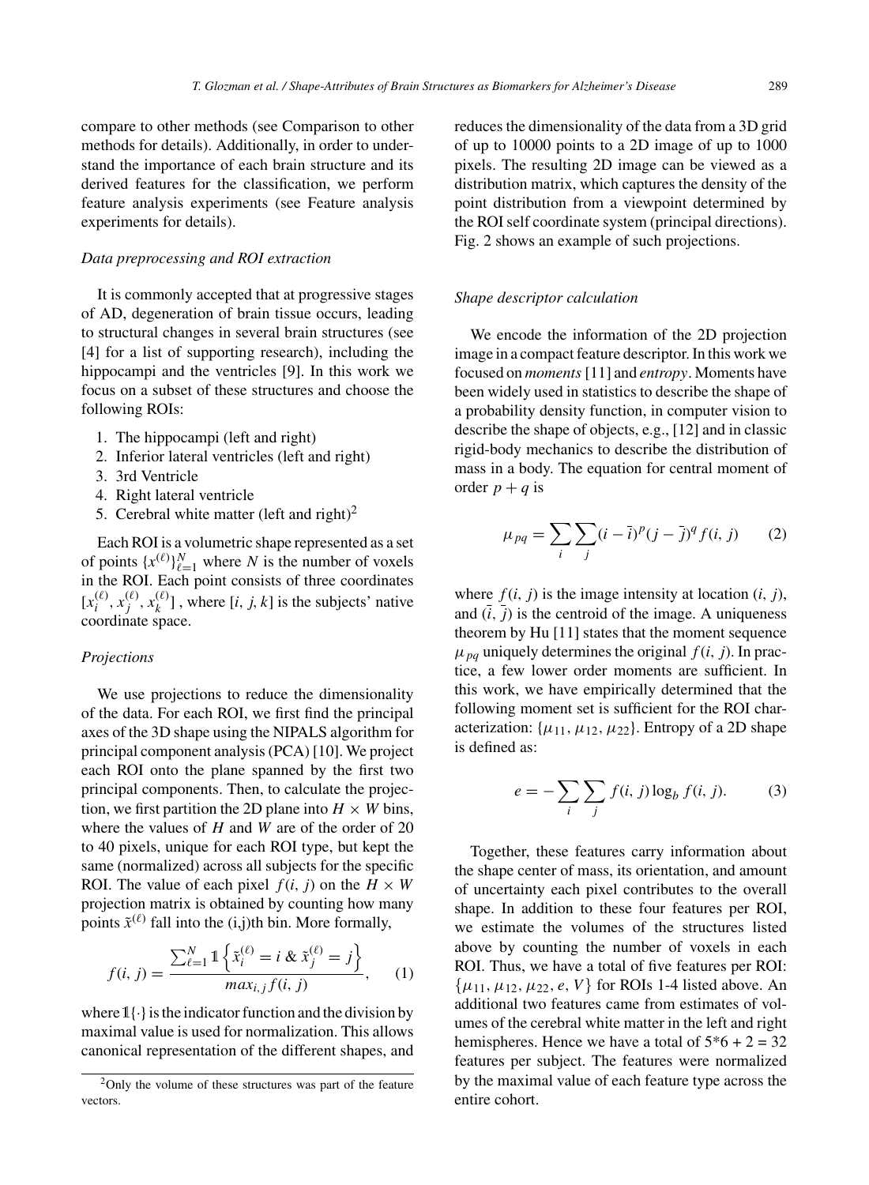compare to other methods (see Comparison to other methods for details). Additionally, in order to understand the importance of each brain structure and its derived features for the classification, we perform feature analysis experiments (see Feature analysis experiments for details).

### *Data preprocessing and ROI extraction*

It is commonly accepted that at progressive stages of AD, degeneration of brain tissue occurs, leading to structural changes in several brain structures (see [4] for a list of supporting research), including the hippocampi and the ventricles [9]. In this work we focus on a subset of these structures and choose the following ROIs:

1. The hippocampi (left and right)
2. Inferior lateral ventricles (left and right)
3. 3rd Ventricle
4. Right lateral ventricle
5. Cerebral white matter (left and right)[2]

Each ROI is a volumetric shape represented as a set of points $\{x^{(\ell)}\}_{\ell=1}^{N}$ where $N$ is the number of voxels in the ROI. Each point consists of three coordinates $[x_i^{(\ell)}, x_j^{(\ell)}, x_k^{(\ell)}]$ , where $[i, j, k]$ is the subjects' native coordinate space.

### *Projections*

We use projections to reduce the dimensionality of the data. For each ROI, we first find the principal axes of the 3D shape using the NIPALS algorithm for principal component analysis (PCA) [10]. We project each ROI onto the plane spanned by the first two principal components. Then, to calculate the projection, we first partition the 2D plane into $H \times W$ bins, where the values of $H$ and $W$ are of the order of 20 to 40 pixels, unique for each ROI type, but kept the same (normalized) across all subjects for the specific ROI. The value of each pixel $f(i, j)$ on the $H \times W$ projection matrix is obtained by counting how many points $\tilde{x}^{(\ell)}$ fall into the (i,j)th bin. More formally,

$$f(i, j) = \frac{\sum_{\ell=1}^{N} \mathbb{1}\left\{\tilde{x}_i^{(\ell)} = i \,\&\, \tilde{x}_j^{(\ell)} = j\right\}}{max_{i,j} f(i, j)}, \qquad (1)$$

where $\mathbb{1}\{\cdot\}$ is the indicator function and the division by maximal value is used for normalization. This allows canonical representation of the different shapes, and reduces the dimensionality of the data from a 3D grid of up to 10000 points to a 2D image of up to 1000 pixels. The resulting 2D image can be viewed as a distribution matrix, which captures the density of the point distribution from a viewpoint determined by the ROI self coordinate system (principal directions). Fig. 2 shows an example of such projections.

### *Shape descriptor calculation*

We encode the information of the 2D projection image in a compact feature descriptor. In this work we focused on *moments* [11] and *entropy*. Moments have been widely used in statistics to describe the shape of a probability density function, in computer vision to describe the shape of objects, e.g., [12] and in classic rigid-body mechanics to describe the distribution of mass in a body. The equation for central moment of order $p + q$ is

$$\mu_{pq} = \sum_i \sum_j (i - \bar{i})^p (j - \bar{j})^q f(i, j) \qquad (2)$$

where $f(i, j)$ is the image intensity at location $(i, j)$, and $(\bar{i}, \bar{j})$ is the centroid of the image. A uniqueness theorem by Hu [11] states that the moment sequence $\mu_{pq}$ uniquely determines the original $f(i, j)$. In practice, a few lower order moments are sufficient. In this work, we have empirically determined that the following moment set is sufficient for the ROI characterization: $\{\mu_{11}, \mu_{12}, \mu_{22}\}$. Entropy of a 2D shape is defined as:

$$e = -\sum_i \sum_j f(i, j) \log_b f(i, j). \qquad (3)$$

Together, these features carry information about the shape center of mass, its orientation, and amount of uncertainty each pixel contributes to the overall shape. In addition to these four features per ROI, we estimate the volumes of the structures listed above by counting the number of voxels in each ROI. Thus, we have a total of five features per ROI: $\{\mu_{11}, \mu_{12}, \mu_{22}, e, V\}$ for ROIs 1-4 listed above. An additional two features came from estimates of volumes of the cerebral white matter in the left and right hemispheres. Hence we have a total of 5*6 + 2 = 32 features per subject. The features were normalized by the maximal value of each feature type across the entire cohort.

[2]Only the volume of these structures was part of the feature vectors.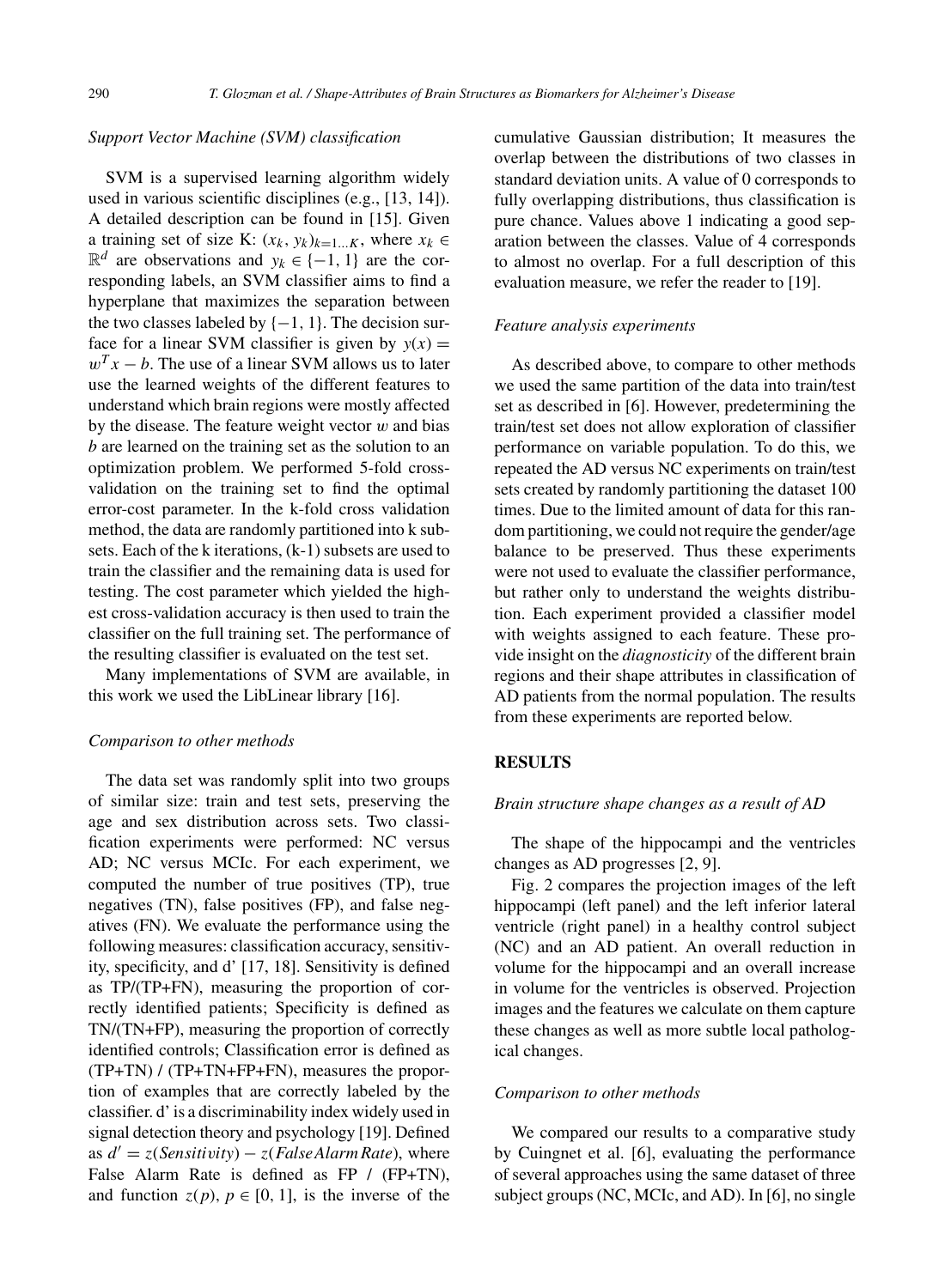*Support Vector Machine (SVM) classification*

SVM is a supervised learning algorithm widely used in various scientific disciplines (e.g., [13, 14]). A detailed description can be found in [15]. Given a training set of size K: $(x_k, y_k)_{k=1...K}$, where $x_k \in \mathbb{R}^d$ are observations and $y_k \in \{-1, 1\}$ are the corresponding labels, an SVM classifier aims to find a hyperplane that maximizes the separation between the two classes labeled by $\{-1, 1\}$. The decision surface for a linear SVM classifier is given by $y(x) = w^T x - b$. The use of a linear SVM allows us to later use the learned weights of the different features to understand which brain regions were mostly affected by the disease. The feature weight vector $w$ and bias $b$ are learned on the training set as the solution to an optimization problem. We performed 5-fold cross-validation on the training set to find the optimal error-cost parameter. In the k-fold cross validation method, the data are randomly partitioned into k subsets. Each of the k iterations, (k-1) subsets are used to train the classifier and the remaining data is used for testing. The cost parameter which yielded the highest cross-validation accuracy is then used to train the classifier on the full training set. The performance of the resulting classifier is evaluated on the test set.

Many implementations of SVM are available, in this work we used the LibLinear library [16].

*Comparison to other methods*

The data set was randomly split into two groups of similar size: train and test sets, preserving the age and sex distribution across sets. Two classification experiments were performed: NC versus AD; NC versus MCIc. For each experiment, we computed the number of true positives (TP), true negatives (TN), false positives (FP), and false negatives (FN). We evaluate the performance using the following measures: classification accuracy, sensitivity, specificity, and d' [17, 18]. Sensitivity is defined as TP/(TP+FN), measuring the proportion of correctly identified patients; Specificity is defined as TN/(TN+FP), measuring the proportion of correctly identified controls; Classification error is defined as (TP+TN) / (TP+TN+FP+FN), measures the proportion of examples that are correctly labeled by the classifier. d' is a discriminability index widely used in signal detection theory and psychology [19]. Defined as $d' = z(Sensitivity) - z(FalseAlarmRate)$, where False Alarm Rate is defined as FP / (FP+TN), and function $z(p)$, $p \in [0, 1]$, is the inverse of the cumulative Gaussian distribution; It measures the overlap between the distributions of two classes in standard deviation units. A value of 0 corresponds to fully overlapping distributions, thus classification is pure chance. Values above 1 indicating a good separation between the classes. Value of 4 corresponds to almost no overlap. For a full description of this evaluation measure, we refer the reader to [19].

*Feature analysis experiments*

As described above, to compare to other methods we used the same partition of the data into train/test set as described in [6]. However, predetermining the train/test set does not allow exploration of classifier performance on variable population. To do this, we repeated the AD versus NC experiments on train/test sets created by randomly partitioning the dataset 100 times. Due to the limited amount of data for this random partitioning, we could not require the gender/age balance to be preserved. Thus these experiments were not used to evaluate the classifier performance, but rather only to understand the weights distribution. Each experiment provided a classifier model with weights assigned to each feature. These provide insight on the *diagnosticity* of the different brain regions and their shape attributes in classification of AD patients from the normal population. The results from these experiments are reported below.

## RESULTS

*Brain structure shape changes as a result of AD*

The shape of the hippocampi and the ventricles changes as AD progresses [2, 9].

Fig. 2 compares the projection images of the left hippocampi (left panel) and the left inferior lateral ventricle (right panel) in a healthy control subject (NC) and an AD patient. An overall reduction in volume for the hippocampi and an overall increase in volume for the ventricles is observed. Projection images and the features we calculate on them capture these changes as well as more subtle local pathological changes.

*Comparison to other methods*

We compared our results to a comparative study by Cuingnet et al. [6], evaluating the performance of several approaches using the same dataset of three subject groups (NC, MCIc, and AD). In [6], no single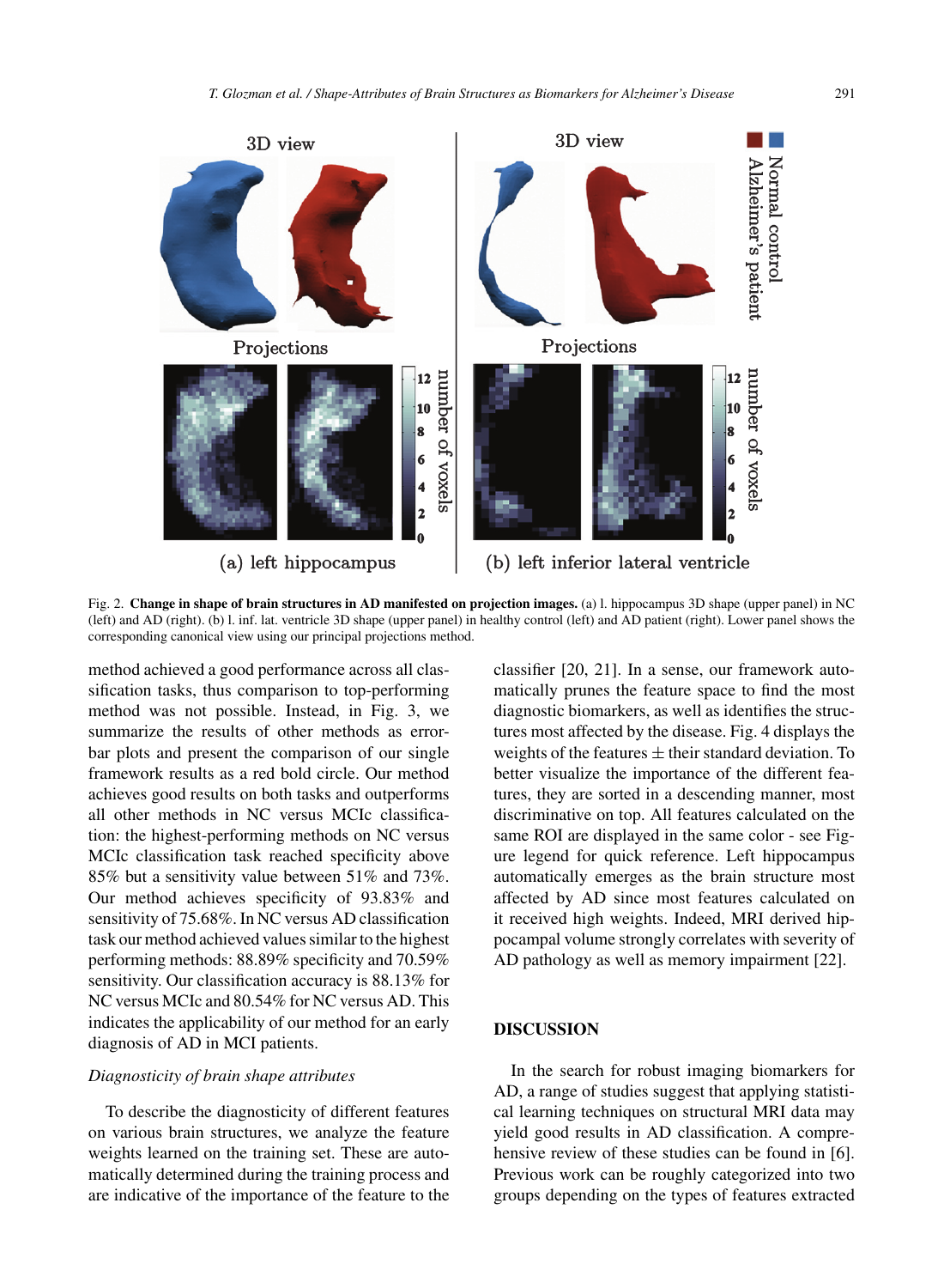Fig. 2. **Change in shape of brain structures in AD manifested on projection images.** (a) l. hippocampus 3D shape (upper panel) in NC (left) and AD (right). (b) l. inf. lat. ventricle 3D shape (upper panel) in healthy control (left) and AD patient (right). Lower panel shows the corresponding canonical view using our principal projections method.

method achieved a good performance across all classification tasks, thus comparison to top-performing method was not possible. Instead, in Fig. 3, we summarize the results of other methods as error-bar plots and present the comparison of our single framework results as a red bold circle. Our method achieves good results on both tasks and outperforms all other methods in NC versus MCIc classification: the highest-performing methods on NC versus MCIc classification task reached specificity above 85% but a sensitivity value between 51% and 73%. Our method achieves specificity of 93.83% and sensitivity of 75.68%. In NC versus AD classification task our method achieved values similar to the highest performing methods: 88.89% specificity and 70.59% sensitivity. Our classification accuracy is 88.13% for NC versus MCIc and 80.54% for NC versus AD. This indicates the applicability of our method for an early diagnosis of AD in MCI patients.

### *Diagnosticity of brain shape attributes*

To describe the diagnosticity of different features on various brain structures, we analyze the feature weights learned on the training set. These are automatically determined during the training process and are indicative of the importance of the feature to the classifier [20, 21]. In a sense, our framework automatically prunes the feature space to find the most diagnostic biomarkers, as well as identifies the structures most affected by the disease. Fig. 4 displays the weights of the features $\pm$ their standard deviation. To better visualize the importance of the different features, they are sorted in a descending manner, most discriminative on top. All features calculated on the same ROI are displayed in the same color - see Figure legend for quick reference. Left hippocampus automatically emerges as the brain structure most affected by AD since most features calculated on it received high weights. Indeed, MRI derived hippocampal volume strongly correlates with severity of AD pathology as well as memory impairment [22].

## DISCUSSION

In the search for robust imaging biomarkers for AD, a range of studies suggest that applying statistical learning techniques on structural MRI data may yield good results in AD classification. A comprehensive review of these studies can be found in [6]. Previous work can be roughly categorized into two groups depending on the types of features extracted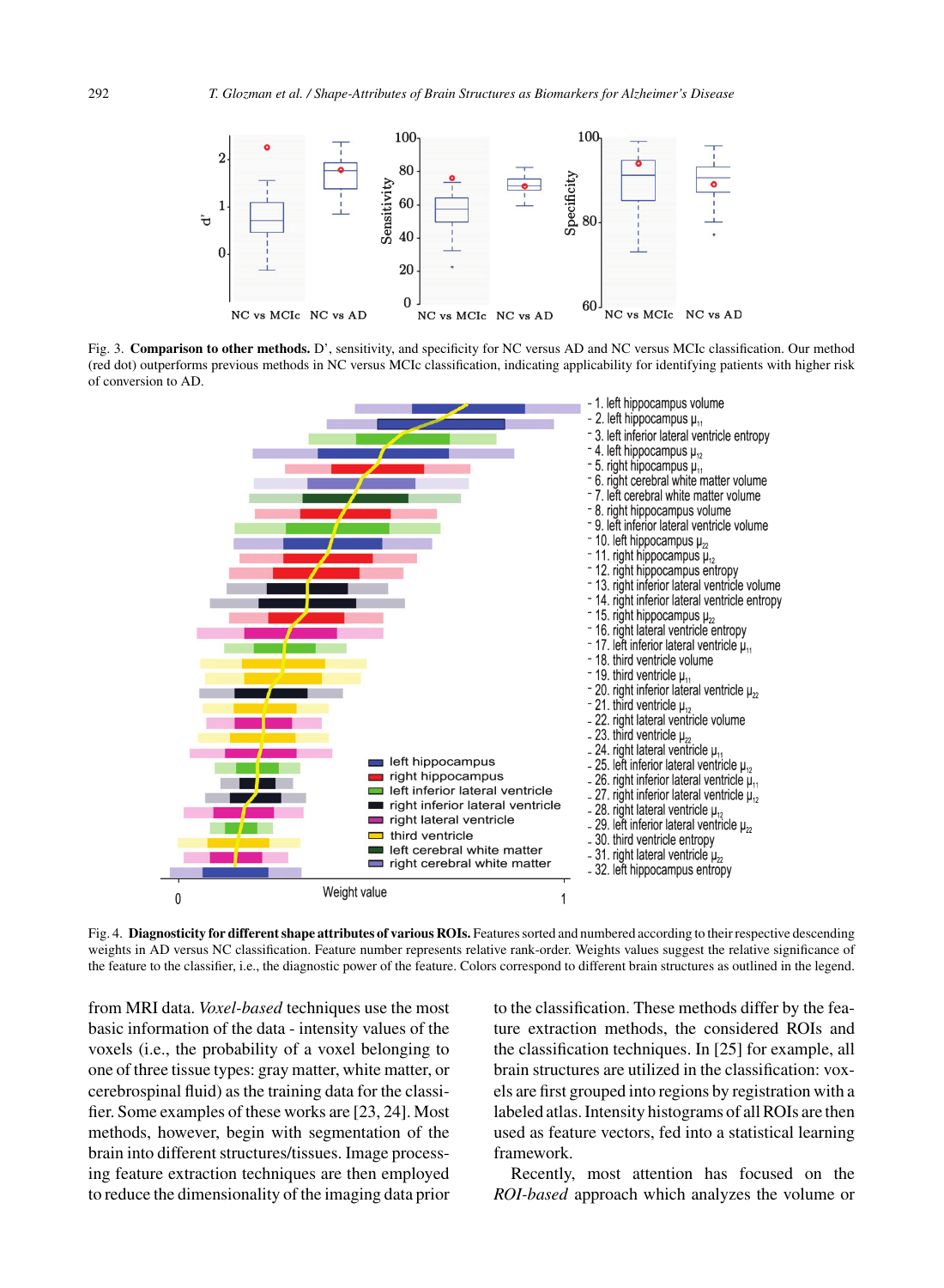Fig. 3. **Comparison to other methods.** D', sensitivity, and specificity for NC versus AD and NC versus MCIc classification. Our method (red dot) outperforms previous methods in NC versus MCIc classification, indicating applicability for identifying patients with higher risk of conversion to AD.

Fig. 4. **Diagnosticity for different shape attributes of various ROIs.** Features sorted and numbered according to their respective descending weights in AD versus NC classification. Feature number represents relative rank-order. Weights values suggest the relative significance of the feature to the classifier, i.e., the diagnostic power of the feature. Colors correspond to different brain structures as outlined in the legend.

from MRI data. *Voxel-based* techniques use the most basic information of the data - intensity values of the voxels (i.e., the probability of a voxel belonging to one of three tissue types: gray matter, white matter, or cerebrospinal fluid) as the training data for the classifier. Some examples of these works are [23, 24]. Most methods, however, begin with segmentation of the brain into different structures/tissues. Image processing feature extraction techniques are then employed to reduce the dimensionality of the imaging data prior to the classification. These methods differ by the feature extraction methods, the considered ROIs and the classification techniques. In [25] for example, all brain structures are utilized in the classification: voxels are first grouped into regions by registration with a labeled atlas. Intensity histograms of all ROIs are then used as feature vectors, fed into a statistical learning framework.

Recently, most attention has focused on the *ROI-based* approach which analyzes the volume or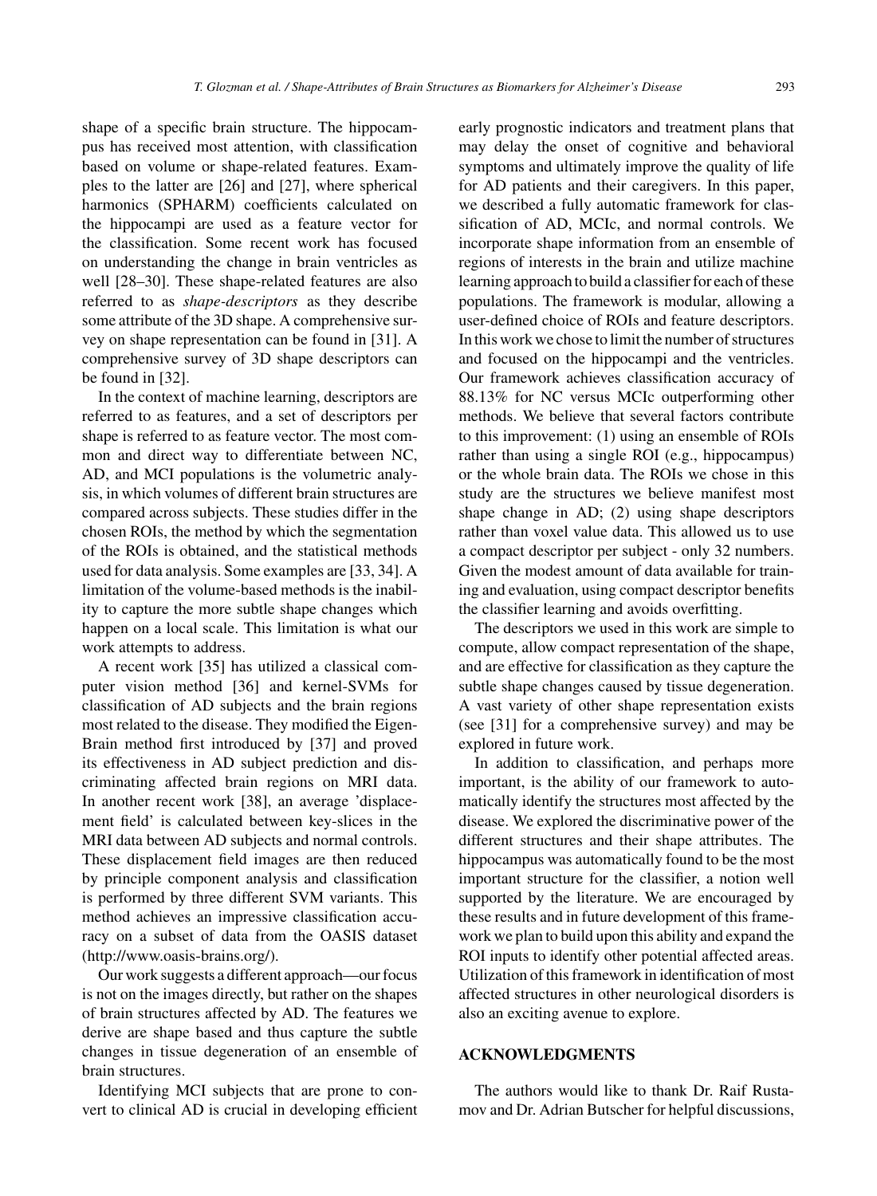shape of a specific brain structure. The hippocampus has received most attention, with classification based on volume or shape-related features. Examples to the latter are [26] and [27], where spherical harmonics (SPHARM) coefficients calculated on the hippocampi are used as a feature vector for the classification. Some recent work has focused on understanding the change in brain ventricles as well [28–30]. These shape-related features are also referred to as *shape-descriptors* as they describe some attribute of the 3D shape. A comprehensive survey on shape representation can be found in [31]. A comprehensive survey of 3D shape descriptors can be found in [32].

In the context of machine learning, descriptors are referred to as features, and a set of descriptors per shape is referred to as feature vector. The most common and direct way to differentiate between NC, AD, and MCI populations is the volumetric analysis, in which volumes of different brain structures are compared across subjects. These studies differ in the chosen ROIs, the method by which the segmentation of the ROIs is obtained, and the statistical methods used for data analysis. Some examples are [33, 34]. A limitation of the volume-based methods is the inability to capture the more subtle shape changes which happen on a local scale. This limitation is what our work attempts to address.

A recent work [35] has utilized a classical computer vision method [36] and kernel-SVMs for classification of AD subjects and the brain regions most related to the disease. They modified the Eigen-Brain method first introduced by [37] and proved its effectiveness in AD subject prediction and discriminating affected brain regions on MRI data. In another recent work [38], an average 'displacement field' is calculated between key-slices in the MRI data between AD subjects and normal controls. These displacement field images are then reduced by principle component analysis and classification is performed by three different SVM variants. This method achieves an impressive classification accuracy on a subset of data from the OASIS dataset (http://www.oasis-brains.org/).

Our work suggests a different approach—our focus is not on the images directly, but rather on the shapes of brain structures affected by AD. The features we derive are shape based and thus capture the subtle changes in tissue degeneration of an ensemble of brain structures.

Identifying MCI subjects that are prone to convert to clinical AD is crucial in developing efficient early prognostic indicators and treatment plans that may delay the onset of cognitive and behavioral symptoms and ultimately improve the quality of life for AD patients and their caregivers. In this paper, we described a fully automatic framework for classification of AD, MCIc, and normal controls. We incorporate shape information from an ensemble of regions of interests in the brain and utilize machine learning approach to build a classifier for each of these populations. The framework is modular, allowing a user-defined choice of ROIs and feature descriptors. In this work we chose to limit the number of structures and focused on the hippocampi and the ventricles. Our framework achieves classification accuracy of 88.13% for NC versus MCIc outperforming other methods. We believe that several factors contribute to this improvement: (1) using an ensemble of ROIs rather than using a single ROI (e.g., hippocampus) or the whole brain data. The ROIs we chose in this study are the structures we believe manifest most shape change in AD; (2) using shape descriptors rather than voxel value data. This allowed us to use a compact descriptor per subject - only 32 numbers. Given the modest amount of data available for training and evaluation, using compact descriptor benefits the classifier learning and avoids overfitting.

The descriptors we used in this work are simple to compute, allow compact representation of the shape, and are effective for classification as they capture the subtle shape changes caused by tissue degeneration. A vast variety of other shape representation exists (see [31] for a comprehensive survey) and may be explored in future work.

In addition to classification, and perhaps more important, is the ability of our framework to automatically identify the structures most affected by the disease. We explored the discriminative power of the different structures and their shape attributes. The hippocampus was automatically found to be the most important structure for the classifier, a notion well supported by the literature. We are encouraged by these results and in future development of this framework we plan to build upon this ability and expand the ROI inputs to identify other potential affected areas. Utilization of this framework in identification of most affected structures in other neurological disorders is also an exciting avenue to explore.

## ACKNOWLEDGMENTS

The authors would like to thank Dr. Raif Rustamov and Dr. Adrian Butscher for helpful discussions,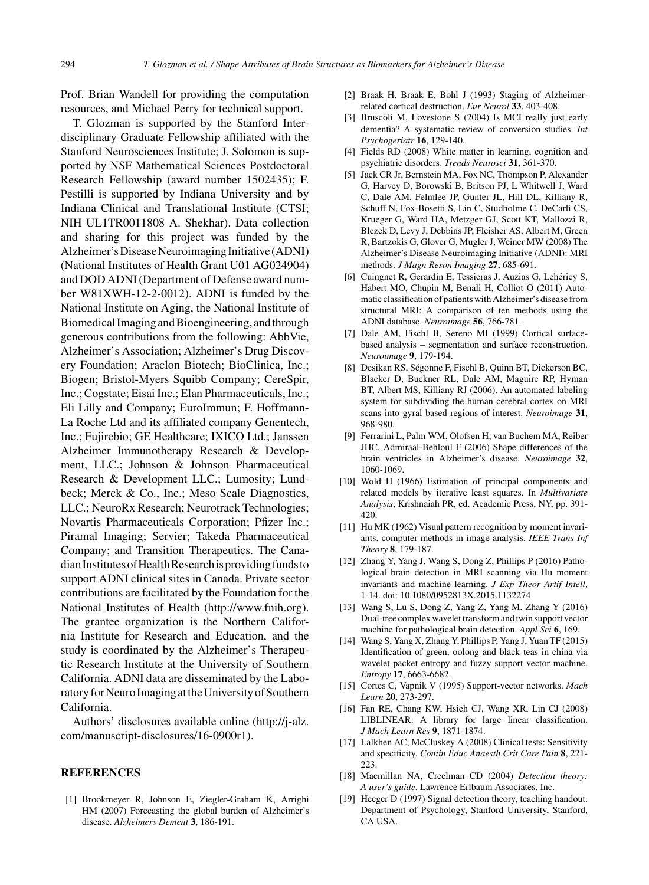Prof. Brian Wandell for providing the computation resources, and Michael Perry for technical support.

T. Glozman is supported by the Stanford Interdisciplinary Graduate Fellowship affiliated with the Stanford Neurosciences Institute; J. Solomon is supported by NSF Mathematical Sciences Postdoctoral Research Fellowship (award number 1502435); F. Pestilli is supported by Indiana University and by Indiana Clinical and Translational Institute (CTSI; NIH UL1TR0011808 A. Shekhar). Data collection and sharing for this project was funded by the Alzheimer's Disease Neuroimaging Initiative (ADNI) (National Institutes of Health Grant U01 AG024904) and DOD ADNI (Department of Defense award number W81XWH-12-2-0012). ADNI is funded by the National Institute on Aging, the National Institute of Biomedical Imaging and Bioengineering, and through generous contributions from the following: AbbVie, Alzheimer's Association; Alzheimer's Drug Discovery Foundation; Araclon Biotech; BioClinica, Inc.; Biogen; Bristol-Myers Squibb Company; CereSpir, Inc.; Cogstate; Eisai Inc.; Elan Pharmaceuticals, Inc.; Eli Lilly and Company; EuroImmun; F. Hoffmann-La Roche Ltd and its affiliated company Genentech, Inc.; Fujirebio; GE Healthcare; IXICO Ltd.; Janssen Alzheimer Immunotherapy Research & Development, LLC.; Johnson & Johnson Pharmaceutical Research & Development LLC.; Lumosity; Lundbeck; Merck & Co., Inc.; Meso Scale Diagnostics, LLC.; NeuroRx Research; Neurotrack Technologies; Novartis Pharmaceuticals Corporation; Pfizer Inc.; Piramal Imaging; Servier; Takeda Pharmaceutical Company; and Transition Therapeutics. The Canadian Institutes of Health Research is providing funds to support ADNI clinical sites in Canada. Private sector contributions are facilitated by the Foundation for the National Institutes of Health (http://www.fnih.org). The grantee organization is the Northern California Institute for Research and Education, and the study is coordinated by the Alzheimer's Therapeutic Research Institute at the University of Southern California. ADNI data are disseminated by the Laboratory for Neuro Imaging at the University of Southern California.

Authors' disclosures available online (http://j-alz.com/manuscript-disclosures/16-0900r1).

## REFERENCES

[1] Brookmeyer R, Johnson E, Ziegler-Graham K, Arrighi HM (2007) Forecasting the global burden of Alzheimer's disease. *Alzheimers Dement* **3**, 186-191.

[2] Braak H, Braak E, Bohl J (1993) Staging of Alzheimer-related cortical destruction. *Eur Neurol* **33**, 403-408.

[3] Bruscoli M, Lovestone S (2004) Is MCI really just early dementia? A systematic review of conversion studies. *Int Psychogeriatr* **16**, 129-140.

[4] Fields RD (2008) White matter in learning, cognition and psychiatric disorders. *Trends Neurosci* **31**, 361-370.

[5] Jack CR Jr, Bernstein MA, Fox NC, Thompson P, Alexander G, Harvey D, Borowski B, Britson PJ, L Whitwell J, Ward C, Dale AM, Felmlee JP, Gunter JL, Hill DL, Killiany R, Schuff N, Fox-Bosetti S, Lin C, Studholme C, DeCarli CS, Krueger G, Ward HA, Metzger GJ, Scott KT, Mallozzi R, Blezek D, Levy J, Debbins JP, Fleisher AS, Albert M, Green R, Bartzokis G, Glover G, Mugler J, Weiner MW (2008) The Alzheimer's Disease Neuroimaging Initiative (ADNI): MRI methods. *J Magn Reson Imaging* **27**, 685-691.

[6] Cuingnet R, Gerardin E, Tessieras J, Auzias G, Lehéricy S, Habert MO, Chupin M, Benali H, Colliot O (2011) Automatic classification of patients with Alzheimer's disease from structural MRI: A comparison of ten methods using the ADNI database. *Neuroimage* **56**, 766-781.

[7] Dale AM, Fischl B, Sereno MI (1999) Cortical surface-based analysis – segmentation and surface reconstruction. *Neuroimage* **9**, 179-194.

[8] Desikan RS, Ségonne F, Fischl B, Quinn BT, Dickerson BC, Blacker D, Buckner RL, Dale AM, Maguire RP, Hyman BT, Albert MS, Killiany RJ (2006). An automated labeling system for subdividing the human cerebral cortex on MRI scans into gyral based regions of interest. *Neuroimage* **31**, 968-980.

[9] Ferrarini L, Palm WM, Olofsen H, van Buchem MA, Reiber JHC, Admiraal-Behloul F (2006) Shape differences of the brain ventricles in Alzheimer's disease. *Neuroimage* **32**, 1060-1069.

[10] Wold H (1966) Estimation of principal components and related models by iterative least squares. In *Multivariate Analysis*, Krishnaiah PR, ed. Academic Press, NY, pp. 391-420.

[11] Hu MK (1962) Visual pattern recognition by moment invariants, computer methods in image analysis. *IEEE Trans Inf Theory* **8**, 179-187.

[12] Zhang Y, Yang J, Wang S, Dong Z, Phillips P (2016) Pathological brain detection in MRI scanning via Hu moment invariants and machine learning. *J Exp Theor Artif Intell*, 1-14. doi: 10.1080/0952813X.2015.1132274

[13] Wang S, Lu S, Dong Z, Yang Z, Yang M, Zhang Y (2016) Dual-tree complex wavelet transform and twin support vector machine for pathological brain detection. *Appl Sci* **6**, 169.

[14] Wang S, Yang X, Zhang Y, Phillips P, Yang J, Yuan TF (2015) Identification of green, oolong and black teas in china via wavelet packet entropy and fuzzy support vector machine. *Entropy* **17**, 6663-6682.

[15] Cortes C, Vapnik V (1995) Support-vector networks. *Mach Learn* **20**, 273-297.

[16] Fan RE, Chang KW, Hsieh CJ, Wang XR, Lin CJ (2008) LIBLINEAR: A library for large linear classification. *J Mach Learn Res* **9**, 1871-1874.

[17] Lalkhen AC, McCluskey A (2008) Clinical tests: Sensitivity and specificity. *Contin Educ Anaesth Crit Care Pain* **8**, 221-223.

[18] Macmillan NA, Creelman CD (2004) *Detection theory: A user's guide*. Lawrence Erlbaum Associates, Inc.

[19] Heeger D (1997) Signal detection theory, teaching handout. Department of Psychology, Stanford University, Stanford, CA USA.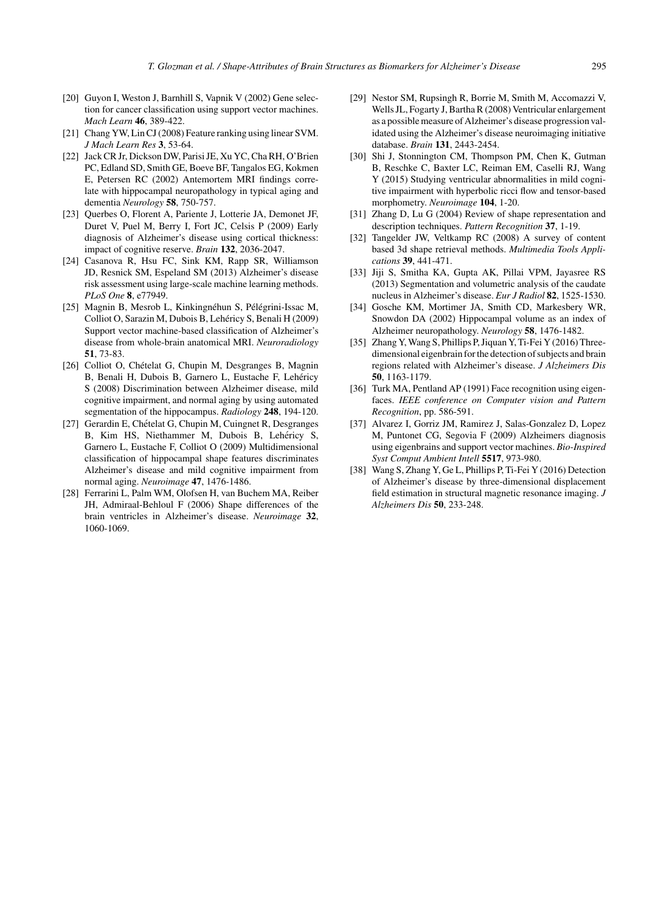[20] Guyon I, Weston J, Barnhill S, Vapnik V (2002) Gene selection for cancer classification using support vector machines. *Mach Learn* **46**, 389-422.

[21] Chang YW, Lin CJ (2008) Feature ranking using linear SVM. *J Mach Learn Res* **3**, 53-64.

[22] Jack CR Jr, Dickson DW, Parisi JE, Xu YC, Cha RH, O'Brien PC, Edland SD, Smith GE, Boeve BF, Tangalos EG, Kokmen E, Petersen RC (2002) Antemortem MRI findings correlate with hippocampal neuropathology in typical aging and dementia *Neurology* **58**, 750-757.

[23] Querbes O, Florent A, Pariente J, Lotterie JA, Demonet JF, Duret V, Puel M, Berry I, Fort JC, Celsis P (2009) Early diagnosis of Alzheimer's disease using cortical thickness: impact of cognitive reserve. *Brain* **132**, 2036-2047.

[24] Casanova R, Hsu FC, Sink KM, Rapp SR, Williamson JD, Resnick SM, Espeland SM (2013) Alzheimer's disease risk assessment using large-scale machine learning methods. *PLoS One* **8**, e77949.

[25] Magnin B, Mesrob L, Kinkingnéhun S, Pélégrini-Issac M, Colliot O, Sarazin M, Dubois B, Lehéricy S, Benali H (2009) Support vector machine-based classification of Alzheimer's disease from whole-brain anatomical MRI. *Neuroradiology* **51**, 73-83.

[26] Colliot O, Chételat G, Chupin M, Desgranges B, Magnin B, Benali H, Dubois B, Garnero L, Eustache F, Lehéricy S (2008) Discrimination between Alzheimer disease, mild cognitive impairment, and normal aging by using automated segmentation of the hippocampus. *Radiology* **248**, 194-120.

[27] Gerardin E, Chételat G, Chupin M, Cuingnet R, Desgranges B, Kim HS, Niethammer M, Dubois B, Lehéricy S, Garnero L, Eustache F, Colliot O (2009) Multidimensional classification of hippocampal shape features discriminates Alzheimer's disease and mild cognitive impairment from normal aging. *Neuroimage* **47**, 1476-1486.

[28] Ferrarini L, Palm WM, Olofsen H, van Buchem MA, Reiber JH, Admiraal-Behloul F (2006) Shape differences of the brain ventricles in Alzheimer's disease. *Neuroimage* **32**, 1060-1069.

[29] Nestor SM, Rupsingh R, Borrie M, Smith M, Accomazzi V, Wells JL, Fogarty J, Bartha R (2008) Ventricular enlargement as a possible measure of Alzheimer's disease progression validated using the Alzheimer's disease neuroimaging initiative database. *Brain* **131**, 2443-2454.

[30] Shi J, Stonnington CM, Thompson PM, Chen K, Gutman B, Reschke C, Baxter LC, Reiman EM, Caselli RJ, Wang Y (2015) Studying ventricular abnormalities in mild cognitive impairment with hyperbolic ricci flow and tensor-based morphometry. *Neuroimage* **104**, 1-20.

[31] Zhang D, Lu G (2004) Review of shape representation and description techniques. *Pattern Recognition* **37**, 1-19.

[32] Tangelder JW, Veltkamp RC (2008) A survey of content based 3d shape retrieval methods. *Multimedia Tools Applications* **39**, 441-471.

[33] Jiji S, Smitha KA, Gupta AK, Pillai VPM, Jayasree RS (2013) Segmentation and volumetric analysis of the caudate nucleus in Alzheimer's disease. *Eur J Radiol* **82**, 1525-1530.

[34] Gosche KM, Mortimer JA, Smith CD, Markesbery WR, Snowdon DA (2002) Hippocampal volume as an index of Alzheimer neuropathology. *Neurology* **58**, 1476-1482.

[35] Zhang Y, Wang S, Phillips P, Jiquan Y, Ti-Fei Y (2016) Three-dimensional eigenbrain for the detection of subjects and brain regions related with Alzheimer's disease. *J Alzheimers Dis* **50**, 1163-1179.

[36] Turk MA, Pentland AP (1991) Face recognition using eigenfaces. *IEEE conference on Computer vision and Pattern Recognition*, pp. 586-591.

[37] Alvarez I, Gorriz JM, Ramirez J, Salas-Gonzalez D, Lopez M, Puntonet CG, Segovia F (2009) Alzheimers diagnosis using eigenbrains and support vector machines. *Bio-Inspired Syst Comput Ambient Intell* **5517**, 973-980.

[38] Wang S, Zhang Y, Ge L, Phillips P, Ti-Fei Y (2016) Detection of Alzheimer's disease by three-dimensional displacement field estimation in structural magnetic resonance imaging. *J Alzheimers Dis* **50**, 233-248.